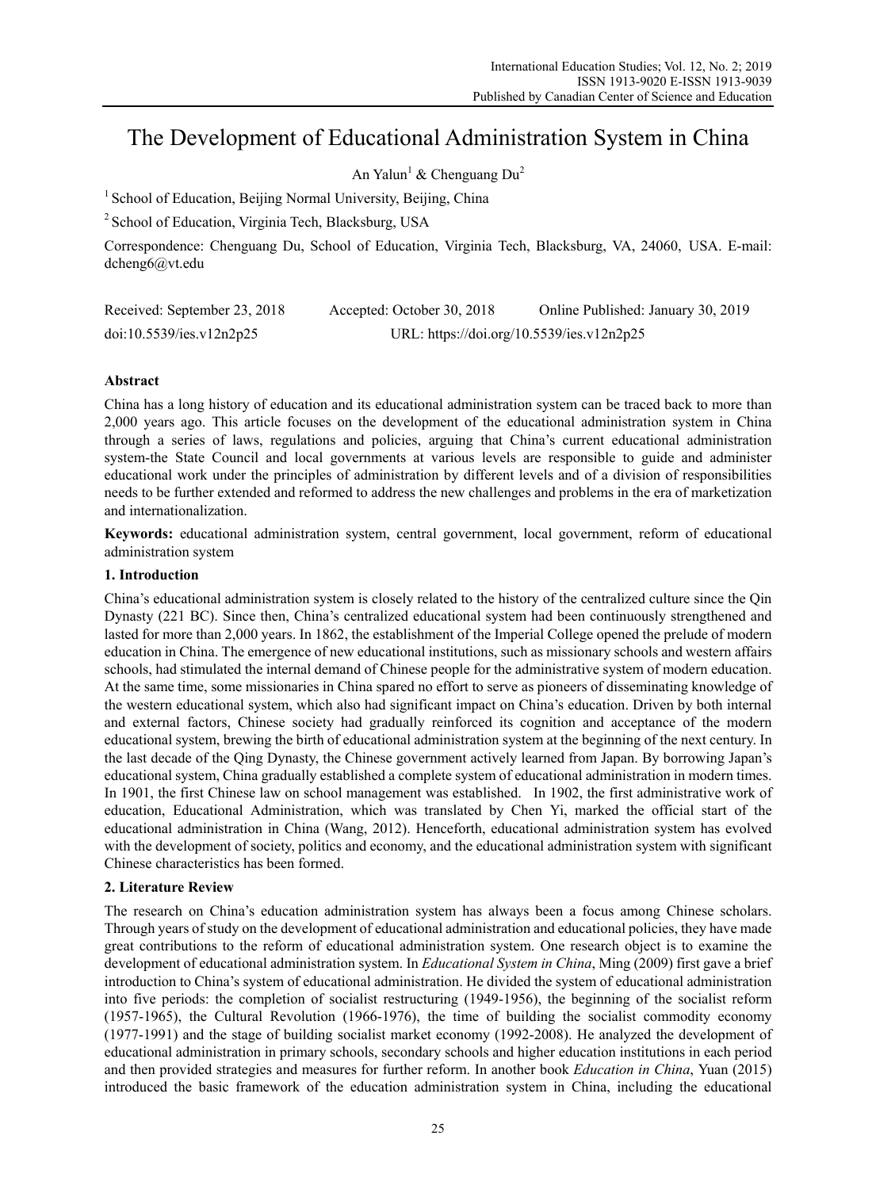# The Development of Educational Administration System in China

An Yalun[1] & Chenguang Du[2]

[1] School of Education, Beijing Normal University, Beijing, China

[2] School of Education, Virginia Tech, Blacksburg, USA

Correspondence: Chenguang Du, School of Education, Virginia Tech, Blacksburg, VA, 24060, USA. E-mail: dcheng6@vt.edu

Received: September 23, 2018    Accepted: October 30, 2018    Online Published: January 30, 2019

doi:10.5539/ies.v12n2p25    URL: https://doi.org/10.5539/ies.v12n2p25

## Abstract

China has a long history of education and its educational administration system can be traced back to more than 2,000 years ago. This article focuses on the development of the educational administration system in China through a series of laws, regulations and policies, arguing that China's current educational administration system-the State Council and local governments at various levels are responsible to guide and administer educational work under the principles of administration by different levels and of a division of responsibilities needs to be further extended and reformed to address the new challenges and problems in the era of marketization and internationalization.

**Keywords:** educational administration system, central government, local government, reform of educational administration system

## 1. Introduction

China's educational administration system is closely related to the history of the centralized culture since the Qin Dynasty (221 BC). Since then, China's centralized educational system had been continuously strengthened and lasted for more than 2,000 years. In 1862, the establishment of the Imperial College opened the prelude of modern education in China. The emergence of new educational institutions, such as missionary schools and western affairs schools, had stimulated the internal demand of Chinese people for the administrative system of modern education. At the same time, some missionaries in China spared no effort to serve as pioneers of disseminating knowledge of the western educational system, which also had significant impact on China's education. Driven by both internal and external factors, Chinese society had gradually reinforced its cognition and acceptance of the modern educational system, brewing the birth of educational administration system at the beginning of the next century. In the last decade of the Qing Dynasty, the Chinese government actively learned from Japan. By borrowing Japan's educational system, China gradually established a complete system of educational administration in modern times. In 1901, the first Chinese law on school management was established. In 1902, the first administrative work of education, Educational Administration, which was translated by Chen Yi, marked the official start of the educational administration in China (Wang, 2012). Henceforth, educational administration system has evolved with the development of society, politics and economy, and the educational administration system with significant Chinese characteristics has been formed.

## 2. Literature Review

The research on China's education administration system has always been a focus among Chinese scholars. Through years of study on the development of educational administration and educational policies, they have made great contributions to the reform of educational administration system. One research object is to examine the development of educational administration system. In *Educational System in China*, Ming (2009) first gave a brief introduction to China's system of educational administration. He divided the system of educational administration into five periods: the completion of socialist restructuring (1949-1956), the beginning of the socialist reform (1957-1965), the Cultural Revolution (1966-1976), the time of building the socialist commodity economy (1977-1991) and the stage of building socialist market economy (1992-2008). He analyzed the development of educational administration in primary schools, secondary schools and higher education institutions in each period and then provided strategies and measures for further reform. In another book *Education in China*, Yuan (2015) introduced the basic framework of the education administration system in China, including the educational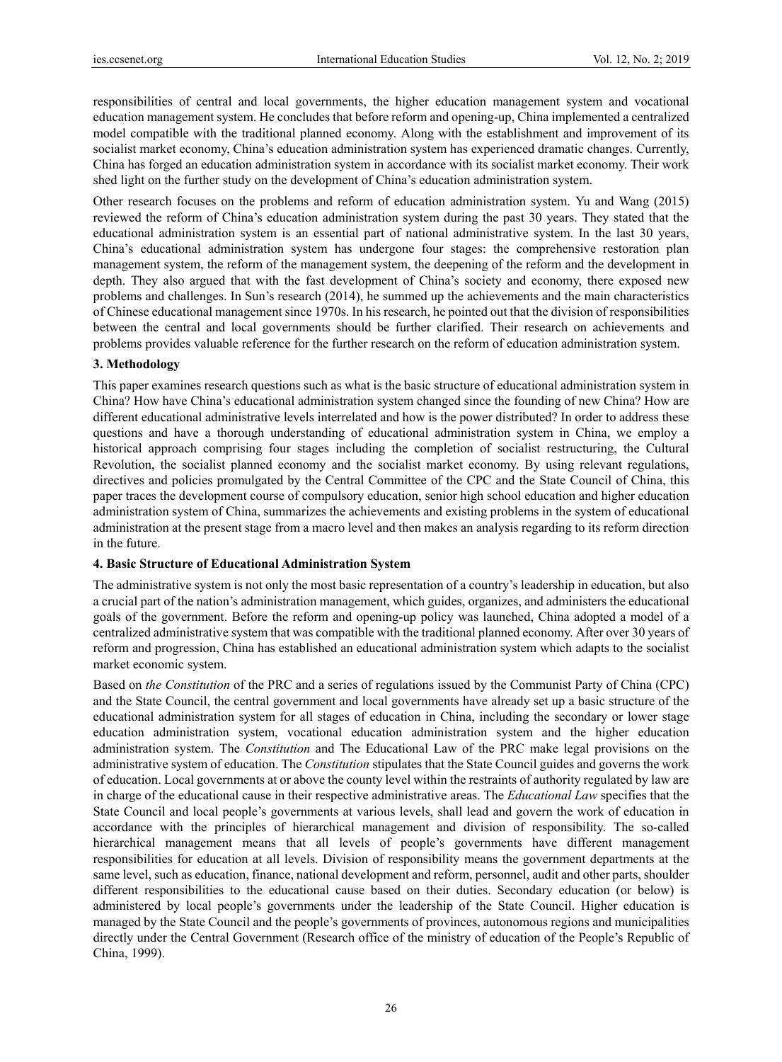responsibilities of central and local governments, the higher education management system and vocational education management system. He concludes that before reform and opening-up, China implemented a centralized model compatible with the traditional planned economy. Along with the establishment and improvement of its socialist market economy, China's education administration system has experienced dramatic changes. Currently, China has forged an education administration system in accordance with its socialist market economy. Their work shed light on the further study on the development of China's education administration system.

Other research focuses on the problems and reform of education administration system. Yu and Wang (2015) reviewed the reform of China's education administration system during the past 30 years. They stated that the educational administration system is an essential part of national administrative system. In the last 30 years, China's educational administration system has undergone four stages: the comprehensive restoration plan management system, the reform of the management system, the deepening of the reform and the development in depth. They also argued that with the fast development of China's society and economy, there exposed new problems and challenges. In Sun's research (2014), he summed up the achievements and the main characteristics of Chinese educational management since 1970s. In his research, he pointed out that the division of responsibilities between the central and local governments should be further clarified. Their research on achievements and problems provides valuable reference for the further research on the reform of education administration system.

## 3. Methodology

This paper examines research questions such as what is the basic structure of educational administration system in China? How have China's educational administration system changed since the founding of new China? How are different educational administrative levels interrelated and how is the power distributed? In order to address these questions and have a thorough understanding of educational administration system in China, we employ a historical approach comprising four stages including the completion of socialist restructuring, the Cultural Revolution, the socialist planned economy and the socialist market economy. By using relevant regulations, directives and policies promulgated by the Central Committee of the CPC and the State Council of China, this paper traces the development course of compulsory education, senior high school education and higher education administration system of China, summarizes the achievements and existing problems in the system of educational administration at the present stage from a macro level and then makes an analysis regarding to its reform direction in the future.

## 4. Basic Structure of Educational Administration System

The administrative system is not only the most basic representation of a country's leadership in education, but also a crucial part of the nation's administration management, which guides, organizes, and administers the educational goals of the government. Before the reform and opening-up policy was launched, China adopted a model of a centralized administrative system that was compatible with the traditional planned economy. After over 30 years of reform and progression, China has established an educational administration system which adapts to the socialist market economic system.

Based on *the Constitution* of the PRC and a series of regulations issued by the Communist Party of China (CPC) and the State Council, the central government and local governments have already set up a basic structure of the educational administration system for all stages of education in China, including the secondary or lower stage education administration system, vocational education administration system and the higher education administration system. The *Constitution* and The Educational Law of the PRC make legal provisions on the administrative system of education. The *Constitution* stipulates that the State Council guides and governs the work of education. Local governments at or above the county level within the restraints of authority regulated by law are in charge of the educational cause in their respective administrative areas. The *Educational Law* specifies that the State Council and local people's governments at various levels, shall lead and govern the work of education in accordance with the principles of hierarchical management and division of responsibility. The so-called hierarchical management means that all levels of people's governments have different management responsibilities for education at all levels. Division of responsibility means the government departments at the same level, such as education, finance, national development and reform, personnel, audit and other parts, shoulder different responsibilities to the educational cause based on their duties. Secondary education (or below) is administered by local people's governments under the leadership of the State Council. Higher education is managed by the State Council and the people's governments of provinces, autonomous regions and municipalities directly under the Central Government (Research office of the ministry of education of the People's Republic of China, 1999).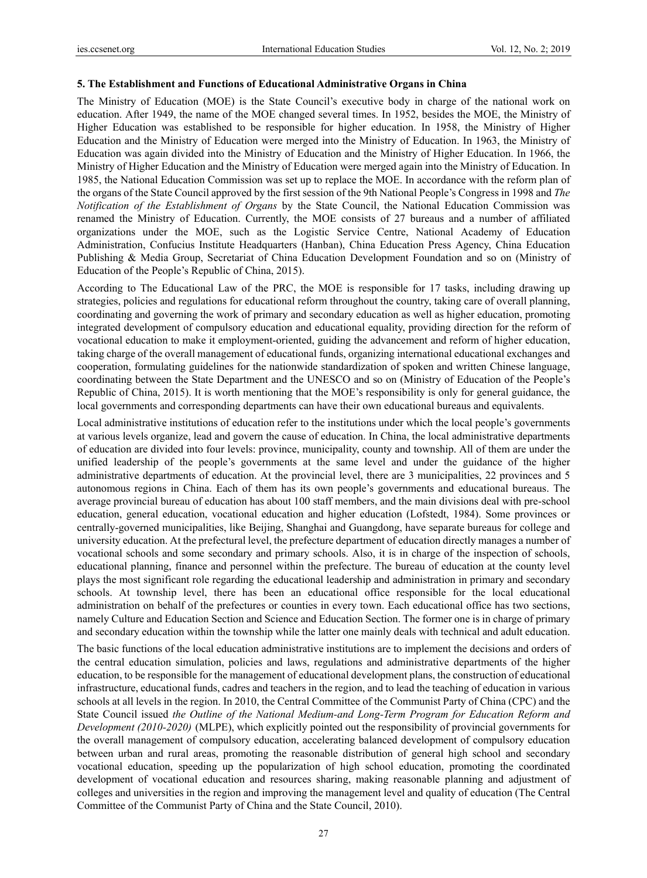### 5. The Establishment and Functions of Educational Administrative Organs in China

The Ministry of Education (MOE) is the State Council's executive body in charge of the national work on education. After 1949, the name of the MOE changed several times. In 1952, besides the MOE, the Ministry of Higher Education was established to be responsible for higher education. In 1958, the Ministry of Higher Education and the Ministry of Education were merged into the Ministry of Education. In 1963, the Ministry of Education was again divided into the Ministry of Education and the Ministry of Higher Education. In 1966, the Ministry of Higher Education and the Ministry of Education were merged again into the Ministry of Education. In 1985, the National Education Commission was set up to replace the MOE. In accordance with the reform plan of the organs of the State Council approved by the first session of the 9th National People's Congress in 1998 and *The Notification of the Establishment of Organs* by the State Council, the National Education Commission was renamed the Ministry of Education. Currently, the MOE consists of 27 bureaus and a number of affiliated organizations under the MOE, such as the Logistic Service Centre, National Academy of Education Administration, Confucius Institute Headquarters (Hanban), China Education Press Agency, China Education Publishing & Media Group, Secretariat of China Education Development Foundation and so on (Ministry of Education of the People's Republic of China, 2015).

According to The Educational Law of the PRC, the MOE is responsible for 17 tasks, including drawing up strategies, policies and regulations for educational reform throughout the country, taking care of overall planning, coordinating and governing the work of primary and secondary education as well as higher education, promoting integrated development of compulsory education and educational equality, providing direction for the reform of vocational education to make it employment-oriented, guiding the advancement and reform of higher education, taking charge of the overall management of educational funds, organizing international educational exchanges and cooperation, formulating guidelines for the nationwide standardization of spoken and written Chinese language, coordinating between the State Department and the UNESCO and so on (Ministry of Education of the People's Republic of China, 2015). It is worth mentioning that the MOE's responsibility is only for general guidance, the local governments and corresponding departments can have their own educational bureaus and equivalents.

Local administrative institutions of education refer to the institutions under which the local people's governments at various levels organize, lead and govern the cause of education. In China, the local administrative departments of education are divided into four levels: province, municipality, county and township. All of them are under the unified leadership of the people's governments at the same level and under the guidance of the higher administrative departments of education. At the provincial level, there are 3 municipalities, 22 provinces and 5 autonomous regions in China. Each of them has its own people's governments and educational bureaus. The average provincial bureau of education has about 100 staff members, and the main divisions deal with pre-school education, general education, vocational education and higher education (Lofstedt, 1984). Some provinces or centrally-governed municipalities, like Beijing, Shanghai and Guangdong, have separate bureaus for college and university education. At the prefectural level, the prefecture department of education directly manages a number of vocational schools and some secondary and primary schools. Also, it is in charge of the inspection of schools, educational planning, finance and personnel within the prefecture. The bureau of education at the county level plays the most significant role regarding the educational leadership and administration in primary and secondary schools. At township level, there has been an educational office responsible for the local educational administration on behalf of the prefectures or counties in every town. Each educational office has two sections, namely Culture and Education Section and Science and Education Section. The former one is in charge of primary and secondary education within the township while the latter one mainly deals with technical and adult education.

The basic functions of the local education administrative institutions are to implement the decisions and orders of the central education simulation, policies and laws, regulations and administrative departments of the higher education, to be responsible for the management of educational development plans, the construction of educational infrastructure, educational funds, cadres and teachers in the region, and to lead the teaching of education in various schools at all levels in the region. In 2010, the Central Committee of the Communist Party of China (CPC) and the State Council issued *the Outline of the National Medium-and Long-Term Program for Education Reform and Development (2010-2020)* (MLPE), which explicitly pointed out the responsibility of provincial governments for the overall management of compulsory education, accelerating balanced development of compulsory education between urban and rural areas, promoting the reasonable distribution of general high school and secondary vocational education, speeding up the popularization of high school education, promoting the coordinated development of vocational education and resources sharing, making reasonable planning and adjustment of colleges and universities in the region and improving the management level and quality of education (The Central Committee of the Communist Party of China and the State Council, 2010).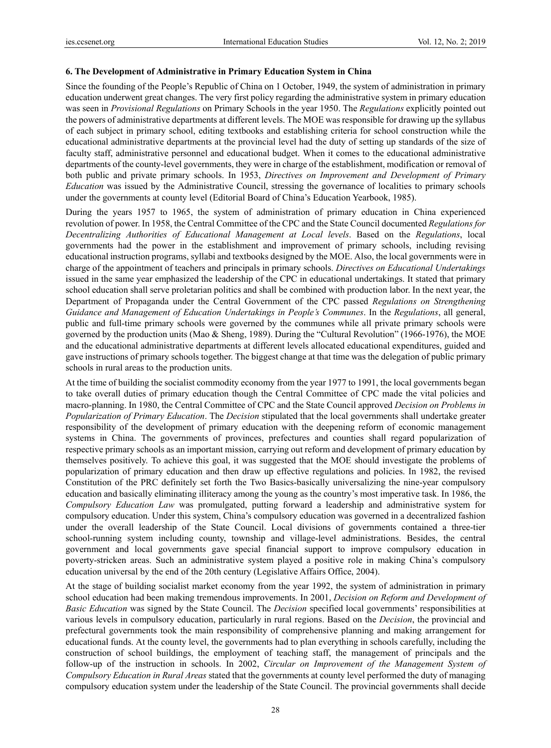### 6. The Development of Administrative in Primary Education System in China

Since the founding of the People's Republic of China on 1 October, 1949, the system of administration in primary education underwent great changes. The very first policy regarding the administrative system in primary education was seen in *Provisional Regulations* on Primary Schools in the year 1950. The *Regulations* explicitly pointed out the powers of administrative departments at different levels. The MOE was responsible for drawing up the syllabus of each subject in primary school, editing textbooks and establishing criteria for school construction while the educational administrative departments at the provincial level had the duty of setting up standards of the size of faculty staff, administrative personnel and educational budget. When it comes to the educational administrative departments of the county-level governments, they were in charge of the establishment, modification or removal of both public and private primary schools. In 1953, *Directives on Improvement and Development of Primary Education* was issued by the Administrative Council, stressing the governance of localities to primary schools under the governments at county level (Editorial Board of China's Education Yearbook, 1985).

During the years 1957 to 1965, the system of administration of primary education in China experienced revolution of power. In 1958, the Central Committee of the CPC and the State Council documented *Regulations for Decentralizing Authorities of Educational Management at Local levels*. Based on the *Regulations*, local governments had the power in the establishment and improvement of primary schools, including revising educational instruction programs, syllabi and textbooks designed by the MOE. Also, the local governments were in charge of the appointment of teachers and principals in primary schools. *Directives on Educational Undertakings* issued in the same year emphasized the leadership of the CPC in educational undertakings. It stated that primary school education shall serve proletarian politics and shall be combined with production labor. In the next year, the Department of Propaganda under the Central Government of the CPC passed *Regulations on Strengthening Guidance and Management of Education Undertakings in People's Communes*. In the *Regulations*, all general, public and full-time primary schools were governed by the communes while all private primary schools were governed by the production units (Mao & Sheng, 1989). During the "Cultural Revolution" (1966-1976), the MOE and the educational administrative departments at different levels allocated educational expenditures, guided and gave instructions of primary schools together. The biggest change at that time was the delegation of public primary schools in rural areas to the production units.

At the time of building the socialist commodity economy from the year 1977 to 1991, the local governments began to take overall duties of primary education though the Central Committee of CPC made the vital policies and macro-planning. In 1980, the Central Committee of CPC and the State Council approved *Decision on Problems in Popularization of Primary Education*. The *Decision* stipulated that the local governments shall undertake greater responsibility of the development of primary education with the deepening reform of economic management systems in China. The governments of provinces, prefectures and counties shall regard popularization of respective primary schools as an important mission, carrying out reform and development of primary education by themselves positively. To achieve this goal, it was suggested that the MOE should investigate the problems of popularization of primary education and then draw up effective regulations and policies. In 1982, the revised Constitution of the PRC definitely set forth the Two Basics-basically universalizing the nine-year compulsory education and basically eliminating illiteracy among the young as the country's most imperative task. In 1986, the *Compulsory Education Law* was promulgated, putting forward a leadership and administrative system for compulsory education. Under this system, China's compulsory education was governed in a decentralized fashion under the overall leadership of the State Council. Local divisions of governments contained a three-tier school-running system including county, township and village-level administrations. Besides, the central government and local governments gave special financial support to improve compulsory education in poverty-stricken areas. Such an administrative system played a positive role in making China's compulsory education universal by the end of the 20th century (Legislative Affairs Office, 2004).

At the stage of building socialist market economy from the year 1992, the system of administration in primary school education had been making tremendous improvements. In 2001, *Decision on Reform and Development of Basic Education* was signed by the State Council. The *Decision* specified local governments' responsibilities at various levels in compulsory education, particularly in rural regions. Based on the *Decision*, the provincial and prefectural governments took the main responsibility of comprehensive planning and making arrangement for educational funds. At the county level, the governments had to plan everything in schools carefully, including the construction of school buildings, the employment of teaching staff, the management of principals and the follow-up of the instruction in schools. In 2002, *Circular on Improvement of the Management System of Compulsory Education in Rural Areas* stated that the governments at county level performed the duty of managing compulsory education system under the leadership of the State Council. The provincial governments shall decide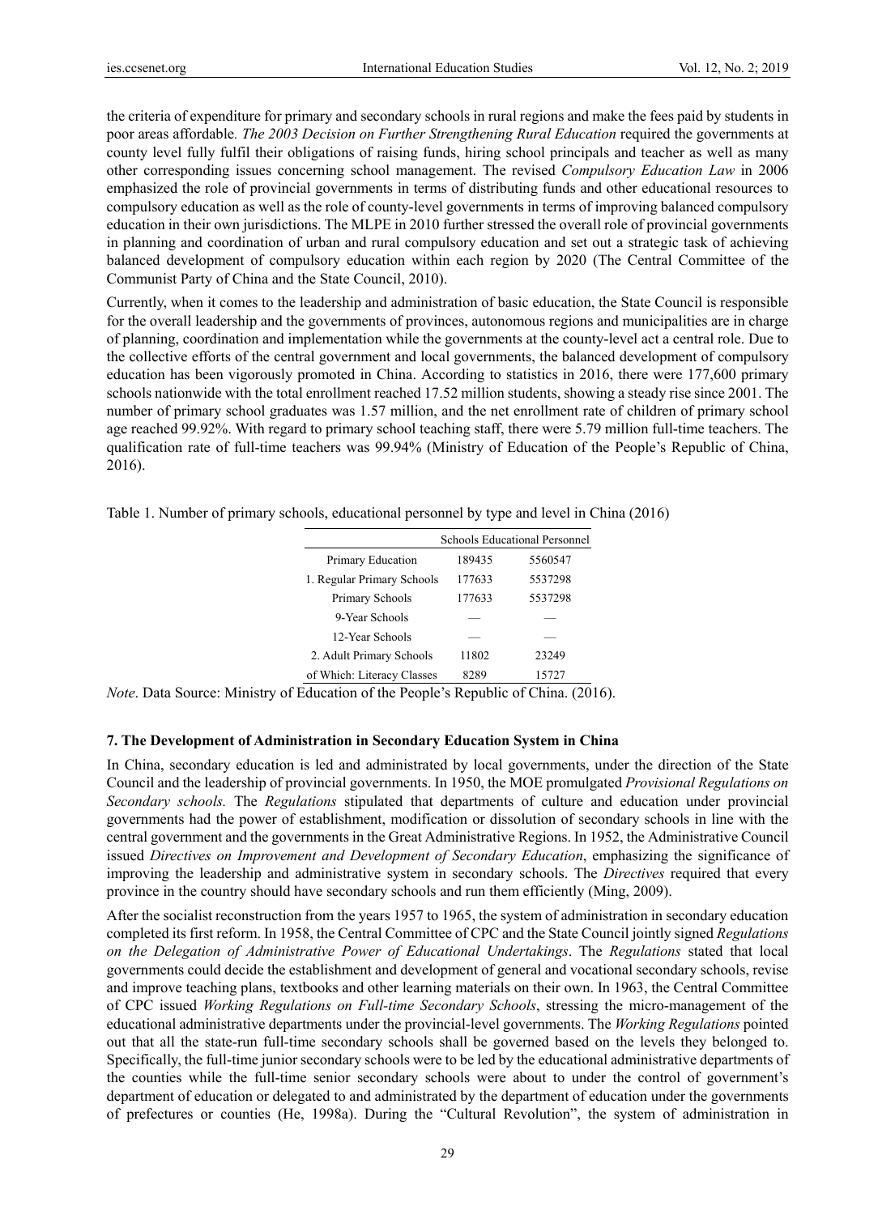the criteria of expenditure for primary and secondary schools in rural regions and make the fees paid by students in poor areas affordable. *The 2003 Decision on Further Strengthening Rural Education* required the governments at county level fully fulfil their obligations of raising funds, hiring school principals and teacher as well as many other corresponding issues concerning school management. The revised *Compulsory Education Law* in 2006 emphasized the role of provincial governments in terms of distributing funds and other educational resources to compulsory education as well as the role of county-level governments in terms of improving balanced compulsory education in their own jurisdictions. The MLPE in 2010 further stressed the overall role of provincial governments in planning and coordination of urban and rural compulsory education and set out a strategic task of achieving balanced development of compulsory education within each region by 2020 (The Central Committee of the Communist Party of China and the State Council, 2010).

Currently, when it comes to the leadership and administration of basic education, the State Council is responsible for the overall leadership and the governments of provinces, autonomous regions and municipalities are in charge of planning, coordination and implementation while the governments at the county-level act a central role. Due to the collective efforts of the central government and local governments, the balanced development of compulsory education has been vigorously promoted in China. According to statistics in 2016, there were 177,600 primary schools nationwide with the total enrollment reached 17.52 million students, showing a steady rise since 2001. The number of primary school graduates was 1.57 million, and the net enrollment rate of children of primary school age reached 99.92%. With regard to primary school teaching staff, there were 5.79 million full-time teachers. The qualification rate of full-time teachers was 99.94% (Ministry of Education of the People's Republic of China, 2016).

Table 1. Number of primary schools, educational personnel by type and level in China (2016)

| | Schools | Educational Personnel |
|---|---|---|
| Primary Education | 189435 | 5560547 |
| 1. Regular Primary Schools | 177633 | 5537298 |
| Primary Schools | 177633 | 5537298 |
| 9-Year Schools | — | — |
| 12-Year Schools | — | — |
| 2. Adult Primary Schools | 11802 | 23249 |
| of Which: Literacy Classes | 8289 | 15727 |

*Note*. Data Source: Ministry of Education of the People's Republic of China. (2016).

### 7. The Development of Administration in Secondary Education System in China

In China, secondary education is led and administrated by local governments, under the direction of the State Council and the leadership of provincial governments. In 1950, the MOE promulgated *Provisional Regulations on Secondary schools.* The *Regulations* stipulated that departments of culture and education under provincial governments had the power of establishment, modification or dissolution of secondary schools in line with the central government and the governments in the Great Administrative Regions. In 1952, the Administrative Council issued *Directives on Improvement and Development of Secondary Education*, emphasizing the significance of improving the leadership and administrative system in secondary schools. The *Directives* required that every province in the country should have secondary schools and run them efficiently (Ming, 2009).

After the socialist reconstruction from the years 1957 to 1965, the system of administration in secondary education completed its first reform. In 1958, the Central Committee of CPC and the State Council jointly signed *Regulations on the Delegation of Administrative Power of Educational Undertakings*. The *Regulations* stated that local governments could decide the establishment and development of general and vocational secondary schools, revise and improve teaching plans, textbooks and other learning materials on their own. In 1963, the Central Committee of CPC issued *Working Regulations on Full-time Secondary Schools*, stressing the micro-management of the educational administrative departments under the provincial-level governments. The *Working Regulations* pointed out that all the state-run full-time secondary schools shall be governed based on the levels they belonged to. Specifically, the full-time junior secondary schools were to be led by the educational administrative departments of the counties while the full-time senior secondary schools were about to under the control of government's department of education or delegated to and administrated by the department of education under the governments of prefectures or counties (He, 1998a). During the "Cultural Revolution", the system of administration in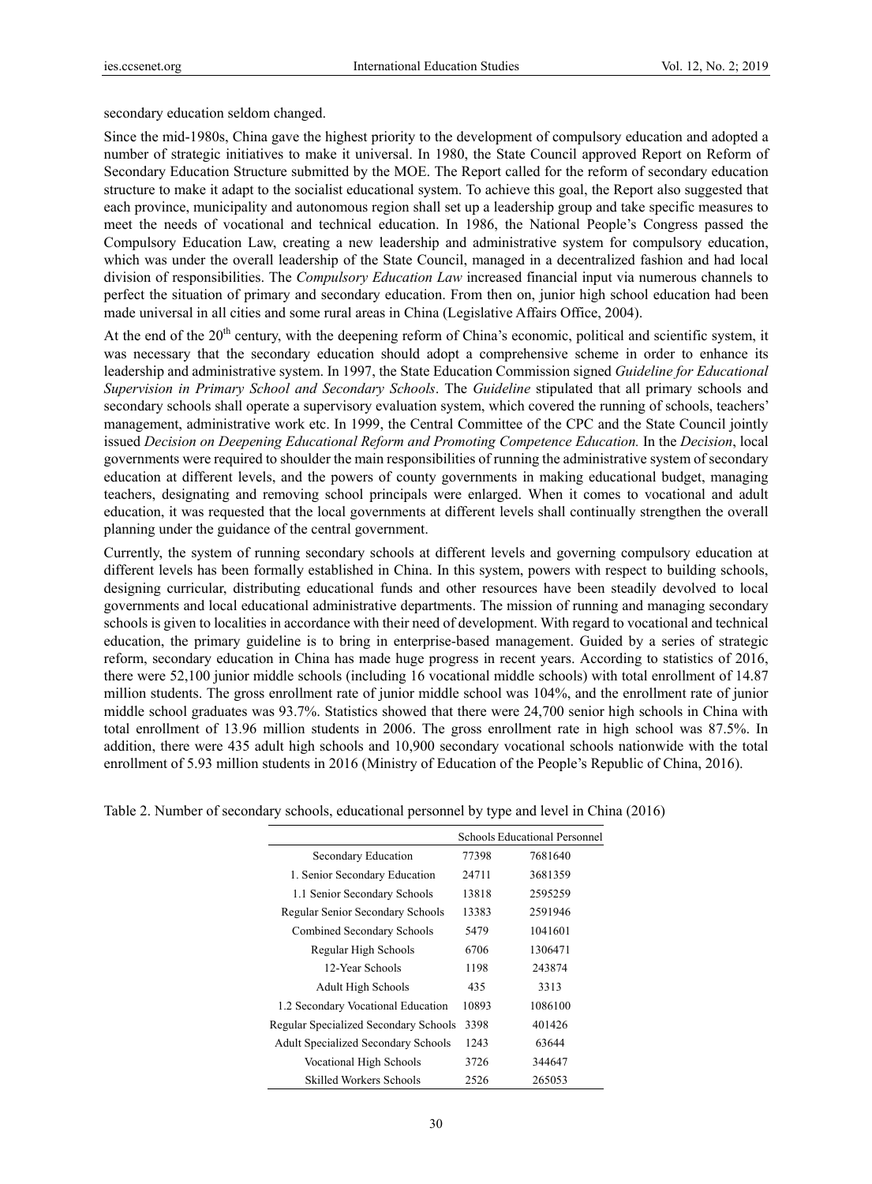secondary education seldom changed.

Since the mid-1980s, China gave the highest priority to the development of compulsory education and adopted a number of strategic initiatives to make it universal. In 1980, the State Council approved Report on Reform of Secondary Education Structure submitted by the MOE. The Report called for the reform of secondary education structure to make it adapt to the socialist educational system. To achieve this goal, the Report also suggested that each province, municipality and autonomous region shall set up a leadership group and take specific measures to meet the needs of vocational and technical education. In 1986, the National People's Congress passed the Compulsory Education Law, creating a new leadership and administrative system for compulsory education, which was under the overall leadership of the State Council, managed in a decentralized fashion and had local division of responsibilities. The *Compulsory Education Law* increased financial input via numerous channels to perfect the situation of primary and secondary education. From then on, junior high school education had been made universal in all cities and some rural areas in China (Legislative Affairs Office, 2004).

At the end of the 20th century, with the deepening reform of China's economic, political and scientific system, it was necessary that the secondary education should adopt a comprehensive scheme in order to enhance its leadership and administrative system. In 1997, the State Education Commission signed *Guideline for Educational Supervision in Primary School and Secondary Schools*. The *Guideline* stipulated that all primary schools and secondary schools shall operate a supervisory evaluation system, which covered the running of schools, teachers' management, administrative work etc. In 1999, the Central Committee of the CPC and the State Council jointly issued *Decision on Deepening Educational Reform and Promoting Competence Education.* In the *Decision*, local governments were required to shoulder the main responsibilities of running the administrative system of secondary education at different levels, and the powers of county governments in making educational budget, managing teachers, designating and removing school principals were enlarged. When it comes to vocational and adult education, it was requested that the local governments at different levels shall continually strengthen the overall planning under the guidance of the central government.

Currently, the system of running secondary schools at different levels and governing compulsory education at different levels has been formally established in China. In this system, powers with respect to building schools, designing curricular, distributing educational funds and other resources have been steadily devolved to local governments and local educational administrative departments. The mission of running and managing secondary schools is given to localities in accordance with their need of development. With regard to vocational and technical education, the primary guideline is to bring in enterprise-based management. Guided by a series of strategic reform, secondary education in China has made huge progress in recent years. According to statistics of 2016, there were 52,100 junior middle schools (including 16 vocational middle schools) with total enrollment of 14.87 million students. The gross enrollment rate of junior middle school was 104%, and the enrollment rate of junior middle school graduates was 93.7%. Statistics showed that there were 24,700 senior high schools in China with total enrollment of 13.96 million students in 2006. The gross enrollment rate in high school was 87.5%. In addition, there were 435 adult high schools and 10,900 secondary vocational schools nationwide with the total enrollment of 5.93 million students in 2016 (Ministry of Education of the People's Republic of China, 2016).

Table 2. Number of secondary schools, educational personnel by type and level in China (2016)

| | Schools | Educational Personnel |
|---|---|---|
| Secondary Education | 77398 | 7681640 |
| 1. Senior Secondary Education | 24711 | 3681359 |
| 1.1 Senior Secondary Schools | 13818 | 2595259 |
| Regular Senior Secondary Schools | 13383 | 2591946 |
| Combined Secondary Schools | 5479 | 1041601 |
| Regular High Schools | 6706 | 1306471 |
| 12-Year Schools | 1198 | 243874 |
| Adult High Schools | 435 | 3313 |
| 1.2 Secondary Vocational Education | 10893 | 1086100 |
| Regular Specialized Secondary Schools | 3398 | 401426 |
| Adult Specialized Secondary Schools | 1243 | 63644 |
| Vocational High Schools | 3726 | 344647 |
| Skilled Workers Schools | 2526 | 265053 |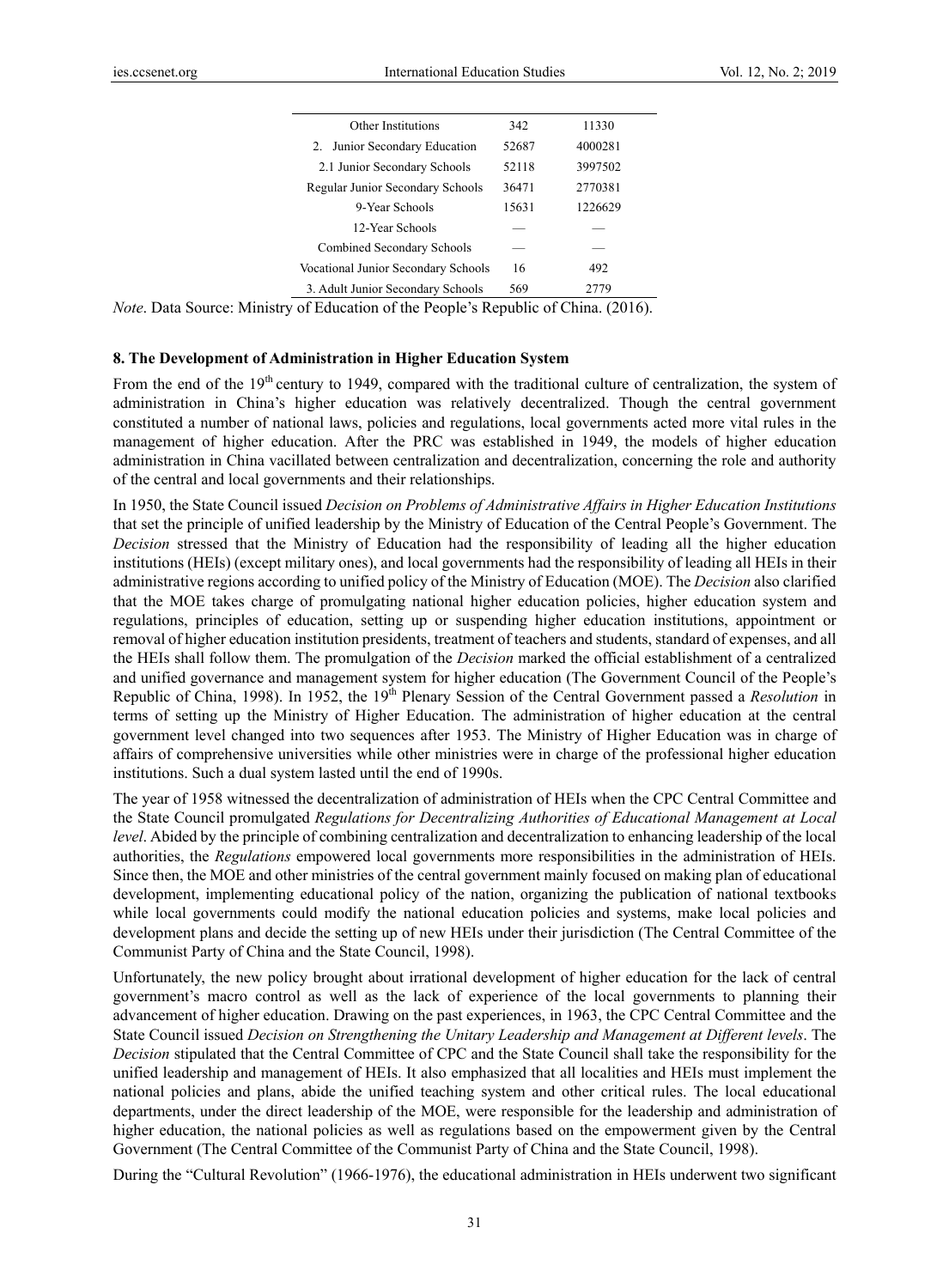| | | |
|---|---|---|
| Other Institutions | 342 | 11330 |
| 2. Junior Secondary Education | 52687 | 4000281 |
| 2.1 Junior Secondary Schools | 52118 | 3997502 |
| Regular Junior Secondary Schools | 36471 | 2770381 |
| 9-Year Schools | 15631 | 1226629 |
| 12-Year Schools | — | — |
| Combined Secondary Schools | — | — |
| Vocational Junior Secondary Schools | 16 | 492 |
| 3. Adult Junior Secondary Schools | 569 | 2779 |

*Note*. Data Source: Ministry of Education of the People's Republic of China. (2016).

**8. The Development of Administration in Higher Education System**

From the end of the 19th century to 1949, compared with the traditional culture of centralization, the system of administration in China's higher education was relatively decentralized. Though the central government constituted a number of national laws, policies and regulations, local governments acted more vital rules in the management of higher education. After the PRC was established in 1949, the models of higher education administration in China vacillated between centralization and decentralization, concerning the role and authority of the central and local governments and their relationships.

In 1950, the State Council issued *Decision on Problems of Administrative Affairs in Higher Education Institutions* that set the principle of unified leadership by the Ministry of Education of the Central People's Government. The *Decision* stressed that the Ministry of Education had the responsibility of leading all the higher education institutions (HEIs) (except military ones), and local governments had the responsibility of leading all HEIs in their administrative regions according to unified policy of the Ministry of Education (MOE). The *Decision* also clarified that the MOE takes charge of promulgating national higher education policies, higher education system and regulations, principles of education, setting up or suspending higher education institutions, appointment or removal of higher education institution presidents, treatment of teachers and students, standard of expenses, and all the HEIs shall follow them. The promulgation of the *Decision* marked the official establishment of a centralized and unified governance and management system for higher education (The Government Council of the People's Republic of China, 1998). In 1952, the 19th Plenary Session of the Central Government passed a *Resolution* in terms of setting up the Ministry of Higher Education. The administration of higher education at the central government level changed into two sequences after 1953. The Ministry of Higher Education was in charge of affairs of comprehensive universities while other ministries were in charge of the professional higher education institutions. Such a dual system lasted until the end of 1990s.

The year of 1958 witnessed the decentralization of administration of HEIs when the CPC Central Committee and the State Council promulgated *Regulations for Decentralizing Authorities of Educational Management at Local level*. Abided by the principle of combining centralization and decentralization to enhancing leadership of the local authorities, the *Regulations* empowered local governments more responsibilities in the administration of HEIs. Since then, the MOE and other ministries of the central government mainly focused on making plan of educational development, implementing educational policy of the nation, organizing the publication of national textbooks while local governments could modify the national education policies and systems, make local policies and development plans and decide the setting up of new HEIs under their jurisdiction (The Central Committee of the Communist Party of China and the State Council, 1998).

Unfortunately, the new policy brought about irrational development of higher education for the lack of central government's macro control as well as the lack of experience of the local governments to planning their advancement of higher education. Drawing on the past experiences, in 1963, the CPC Central Committee and the State Council issued *Decision on Strengthening the Unitary Leadership and Management at Different levels*. The *Decision* stipulated that the Central Committee of CPC and the State Council shall take the responsibility for the unified leadership and management of HEIs. It also emphasized that all localities and HEIs must implement the national policies and plans, abide the unified teaching system and other critical rules. The local educational departments, under the direct leadership of the MOE, were responsible for the leadership and administration of higher education, the national policies as well as regulations based on the empowerment given by the Central Government (The Central Committee of the Communist Party of China and the State Council, 1998).

During the "Cultural Revolution" (1966-1976), the educational administration in HEIs underwent two significant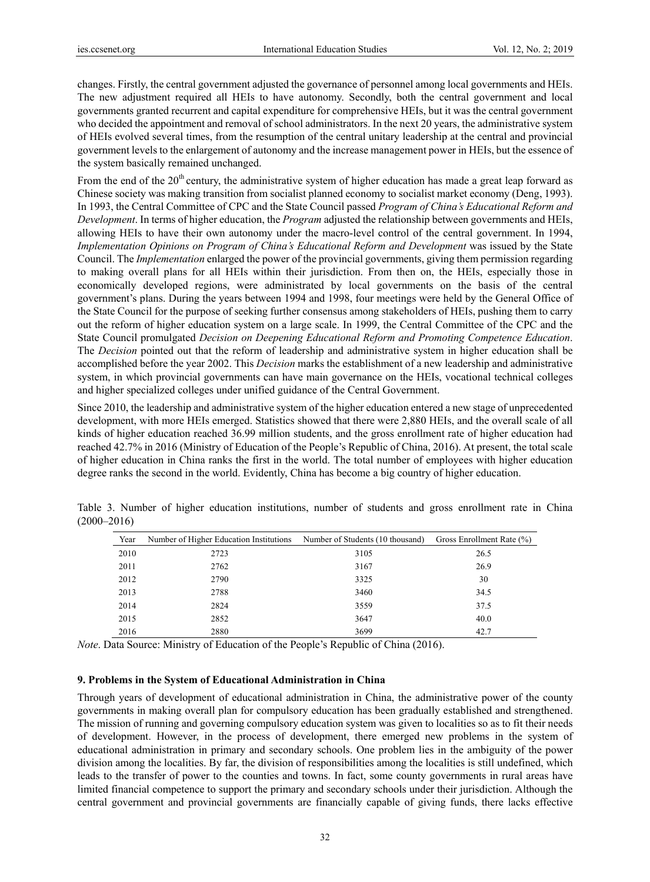changes. Firstly, the central government adjusted the governance of personnel among local governments and HEIs. The new adjustment required all HEIs to have autonomy. Secondly, both the central government and local governments granted recurrent and capital expenditure for comprehensive HEIs, but it was the central government who decided the appointment and removal of school administrators. In the next 20 years, the administrative system of HEIs evolved several times, from the resumption of the central unitary leadership at the central and provincial government levels to the enlargement of autonomy and the increase management power in HEIs, but the essence of the system basically remained unchanged.

From the end of the 20th century, the administrative system of higher education has made a great leap forward as Chinese society was making transition from socialist planned economy to socialist market economy (Deng, 1993). In 1993, the Central Committee of CPC and the State Council passed *Program of China's Educational Reform and Development*. In terms of higher education, the *Program* adjusted the relationship between governments and HEIs, allowing HEIs to have their own autonomy under the macro-level control of the central government. In 1994, *Implementation Opinions on Program of China's Educational Reform and Development* was issued by the State Council. The *Implementation* enlarged the power of the provincial governments, giving them permission regarding to making overall plans for all HEIs within their jurisdiction. From then on, the HEIs, especially those in economically developed regions, were administrated by local governments on the basis of the central government's plans. During the years between 1994 and 1998, four meetings were held by the General Office of the State Council for the purpose of seeking further consensus among stakeholders of HEIs, pushing them to carry out the reform of higher education system on a large scale. In 1999, the Central Committee of the CPC and the State Council promulgated *Decision on Deepening Educational Reform and Promoting Competence Education*. The *Decision* pointed out that the reform of leadership and administrative system in higher education shall be accomplished before the year 2002. This *Decision* marks the establishment of a new leadership and administrative system, in which provincial governments can have main governance on the HEIs, vocational technical colleges and higher specialized colleges under unified guidance of the Central Government.

Since 2010, the leadership and administrative system of the higher education entered a new stage of unprecedented development, with more HEIs emerged. Statistics showed that there were 2,880 HEIs, and the overall scale of all kinds of higher education reached 36.99 million students, and the gross enrollment rate of higher education had reached 42.7% in 2016 (Ministry of Education of the People's Republic of China, 2016). At present, the total scale of higher education in China ranks the first in the world. The total number of employees with higher education degree ranks the second in the world. Evidently, China has become a big country of higher education.

Table 3. Number of higher education institutions, number of students and gross enrollment rate in China (2000–2016)

| Year | Number of Higher Education Institutions | Number of Students (10 thousand) | Gross Enrollment Rate (%) |
|---|---|---|---|
| 2010 | 2723 | 3105 | 26.5 |
| 2011 | 2762 | 3167 | 26.9 |
| 2012 | 2790 | 3325 | 30 |
| 2013 | 2788 | 3460 | 34.5 |
| 2014 | 2824 | 3559 | 37.5 |
| 2015 | 2852 | 3647 | 40.0 |
| 2016 | 2880 | 3699 | 42.7 |

*Note*. Data Source: Ministry of Education of the People's Republic of China (2016).

## 9. Problems in the System of Educational Administration in China

Through years of development of educational administration in China, the administrative power of the county governments in making overall plan for compulsory education has been gradually established and strengthened. The mission of running and governing compulsory education system was given to localities so as to fit their needs of development. However, in the process of development, there emerged new problems in the system of educational administration in primary and secondary schools. One problem lies in the ambiguity of the power division among the localities. By far, the division of responsibilities among the localities is still undefined, which leads to the transfer of power to the counties and towns. In fact, some county governments in rural areas have limited financial competence to support the primary and secondary schools under their jurisdiction. Although the central government and provincial governments are financially capable of giving funds, there lacks effective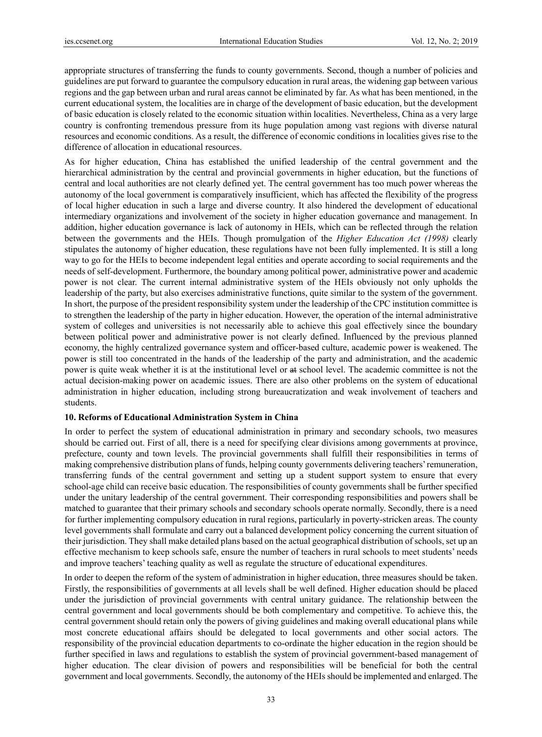appropriate structures of transferring the funds to county governments. Second, though a number of policies and guidelines are put forward to guarantee the compulsory education in rural areas, the widening gap between various regions and the gap between urban and rural areas cannot be eliminated by far. As what has been mentioned, in the current educational system, the localities are in charge of the development of basic education, but the development of basic education is closely related to the economic situation within localities. Nevertheless, China as a very large country is confronting tremendous pressure from its huge population among vast regions with diverse natural resources and economic conditions. As a result, the difference of economic conditions in localities gives rise to the difference of allocation in educational resources.

As for higher education, China has established the unified leadership of the central government and the hierarchical administration by the central and provincial governments in higher education, but the functions of central and local authorities are not clearly defined yet. The central government has too much power whereas the autonomy of the local government is comparatively insufficient, which has affected the flexibility of the progress of local higher education in such a large and diverse country. It also hindered the development of educational intermediary organizations and involvement of the society in higher education governance and management. In addition, higher education governance is lack of autonomy in HEIs, which can be reflected through the relation between the governments and the HEIs. Though promulgation of the *Higher Education Act (1998)* clearly stipulates the autonomy of higher education, these regulations have not been fully implemented. It is still a long way to go for the HEIs to become independent legal entities and operate according to social requirements and the needs of self-development. Furthermore, the boundary among political power, administrative power and academic power is not clear. The current internal administrative system of the HEIs obviously not only upholds the leadership of the party, but also exercises administrative functions, quite similar to the system of the government. In short, the purpose of the president responsibility system under the leadership of the CPC institution committee is to strengthen the leadership of the party in higher education. However, the operation of the internal administrative system of colleges and universities is not necessarily able to achieve this goal effectively since the boundary between political power and administrative power is not clearly defined. Influenced by the previous planned economy, the highly centralized governance system and officer-based culture, academic power is weakened. The power is still too concentrated in the hands of the leadership of the party and administration, and the academic power is quite weak whether it is at the institutional level or ~~at~~ school level. The academic committee is not the actual decision-making power on academic issues. There are also other problems on the system of educational administration in higher education, including strong bureaucratization and weak involvement of teachers and students.

### 10. Reforms of Educational Administration System in China

In order to perfect the system of educational administration in primary and secondary schools, two measures should be carried out. First of all, there is a need for specifying clear divisions among governments at province, prefecture, county and town levels. The provincial governments shall fulfill their responsibilities in terms of making comprehensive distribution plans of funds, helping county governments delivering teachers' remuneration, transferring funds of the central government and setting up a student support system to ensure that every school-age child can receive basic education. The responsibilities of county governments shall be further specified under the unitary leadership of the central government. Their corresponding responsibilities and powers shall be matched to guarantee that their primary schools and secondary schools operate normally. Secondly, there is a need for further implementing compulsory education in rural regions, particularly in poverty-stricken areas. The county level governments shall formulate and carry out a balanced development policy concerning the current situation of their jurisdiction. They shall make detailed plans based on the actual geographical distribution of schools, set up an effective mechanism to keep schools safe, ensure the number of teachers in rural schools to meet students' needs and improve teachers' teaching quality as well as regulate the structure of educational expenditures.

In order to deepen the reform of the system of administration in higher education, three measures should be taken. Firstly, the responsibilities of governments at all levels shall be well defined. Higher education should be placed under the jurisdiction of provincial governments with central unitary guidance. The relationship between the central government and local governments should be both complementary and competitive. To achieve this, the central government should retain only the powers of giving guidelines and making overall educational plans while most concrete educational affairs should be delegated to local governments and other social actors. The responsibility of the provincial education departments to co-ordinate the higher education in the region should be further specified in laws and regulations to establish the system of provincial government-based management of higher education. The clear division of powers and responsibilities will be beneficial for both the central government and local governments. Secondly, the autonomy of the HEIs should be implemented and enlarged. The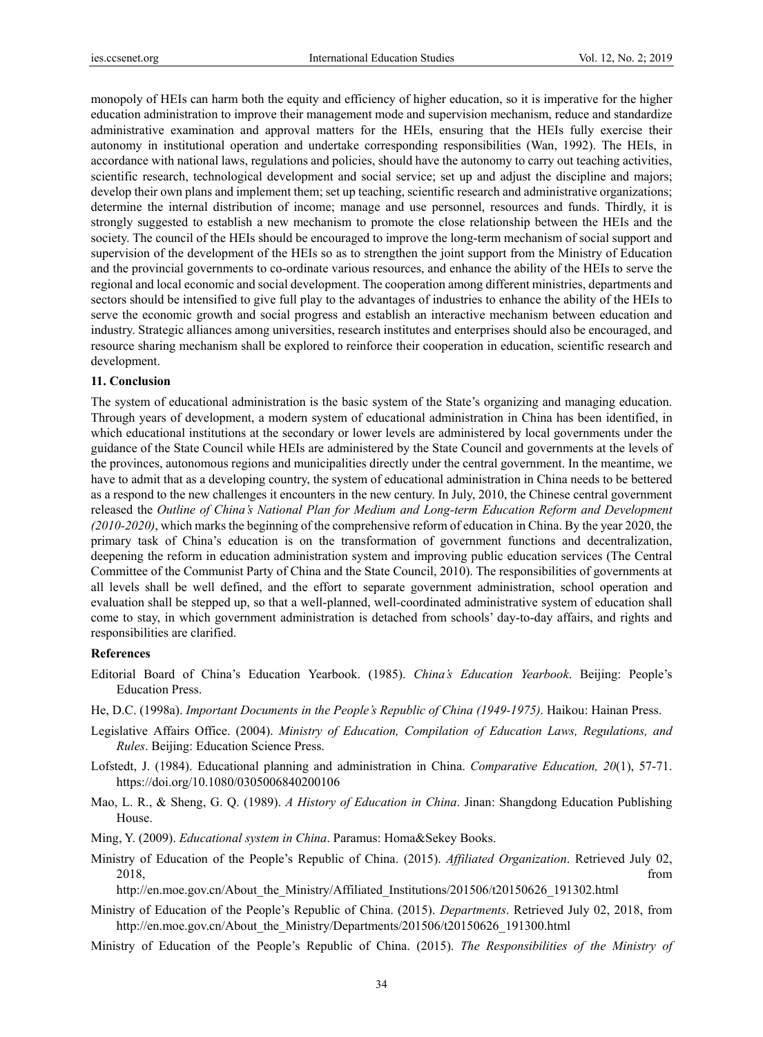monopoly of HEIs can harm both the equity and efficiency of higher education, so it is imperative for the higher education administration to improve their management mode and supervision mechanism, reduce and standardize administrative examination and approval matters for the HEIs, ensuring that the HEIs fully exercise their autonomy in institutional operation and undertake corresponding responsibilities (Wan, 1992). The HEIs, in accordance with national laws, regulations and policies, should have the autonomy to carry out teaching activities, scientific research, technological development and social service; set up and adjust the discipline and majors; develop their own plans and implement them; set up teaching, scientific research and administrative organizations; determine the internal distribution of income; manage and use personnel, resources and funds. Thirdly, it is strongly suggested to establish a new mechanism to promote the close relationship between the HEIs and the society. The council of the HEIs should be encouraged to improve the long-term mechanism of social support and supervision of the development of the HEIs so as to strengthen the joint support from the Ministry of Education and the provincial governments to co-ordinate various resources, and enhance the ability of the HEIs to serve the regional and local economic and social development. The cooperation among different ministries, departments and sectors should be intensified to give full play to the advantages of industries to enhance the ability of the HEIs to serve the economic growth and social progress and establish an interactive mechanism between education and industry. Strategic alliances among universities, research institutes and enterprises should also be encouraged, and resource sharing mechanism shall be explored to reinforce their cooperation in education, scientific research and development.

## 11. Conclusion

The system of educational administration is the basic system of the State's organizing and managing education. Through years of development, a modern system of educational administration in China has been identified, in which educational institutions at the secondary or lower levels are administered by local governments under the guidance of the State Council while HEIs are administered by the State Council and governments at the levels of the provinces, autonomous regions and municipalities directly under the central government. In the meantime, we have to admit that as a developing country, the system of educational administration in China needs to be bettered as a respond to the new challenges it encounters in the new century. In July, 2010, the Chinese central government released the *Outline of China's National Plan for Medium and Long-term Education Reform and Development (2010-2020)*, which marks the beginning of the comprehensive reform of education in China. By the year 2020, the primary task of China's education is on the transformation of government functions and decentralization, deepening the reform in education administration system and improving public education services (The Central Committee of the Communist Party of China and the State Council, 2010). The responsibilities of governments at all levels shall be well defined, and the effort to separate government administration, school operation and evaluation shall be stepped up, so that a well-planned, well-coordinated administrative system of education shall come to stay, in which government administration is detached from schools' day-to-day affairs, and rights and responsibilities are clarified.

## References

Editorial Board of China's Education Yearbook. (1985). *China's Education Yearbook*. Beijing: People's Education Press.

He, D.C. (1998a). *Important Documents in the People's Republic of China (1949-1975)*. Haikou: Hainan Press.

Legislative Affairs Office. (2004). *Ministry of Education, Compilation of Education Laws, Regulations, and Rules*. Beijing: Education Science Press.

Lofstedt, J. (1984). Educational planning and administration in China. *Comparative Education, 20*(1), 57-71. https://doi.org/10.1080/0305006840200106

Mao, L. R., & Sheng, G. Q. (1989). *A History of Education in China*. Jinan: Shangdong Education Publishing House.

Ming, Y. (2009). *Educational system in China*. Paramus: Homa&Sekey Books.

Ministry of Education of the People's Republic of China. (2015). *Affiliated Organization*. Retrieved July 02, 2018, from http://en.moe.gov.cn/About_the_Ministry/Affiliated_Institutions/201506/t20150626_191302.html

Ministry of Education of the People's Republic of China. (2015). *Departments*. Retrieved July 02, 2018, from http://en.moe.gov.cn/About_the_Ministry/Departments/201506/t20150626_191300.html

Ministry of Education of the People's Republic of China. (2015). *The Responsibilities of the Ministry of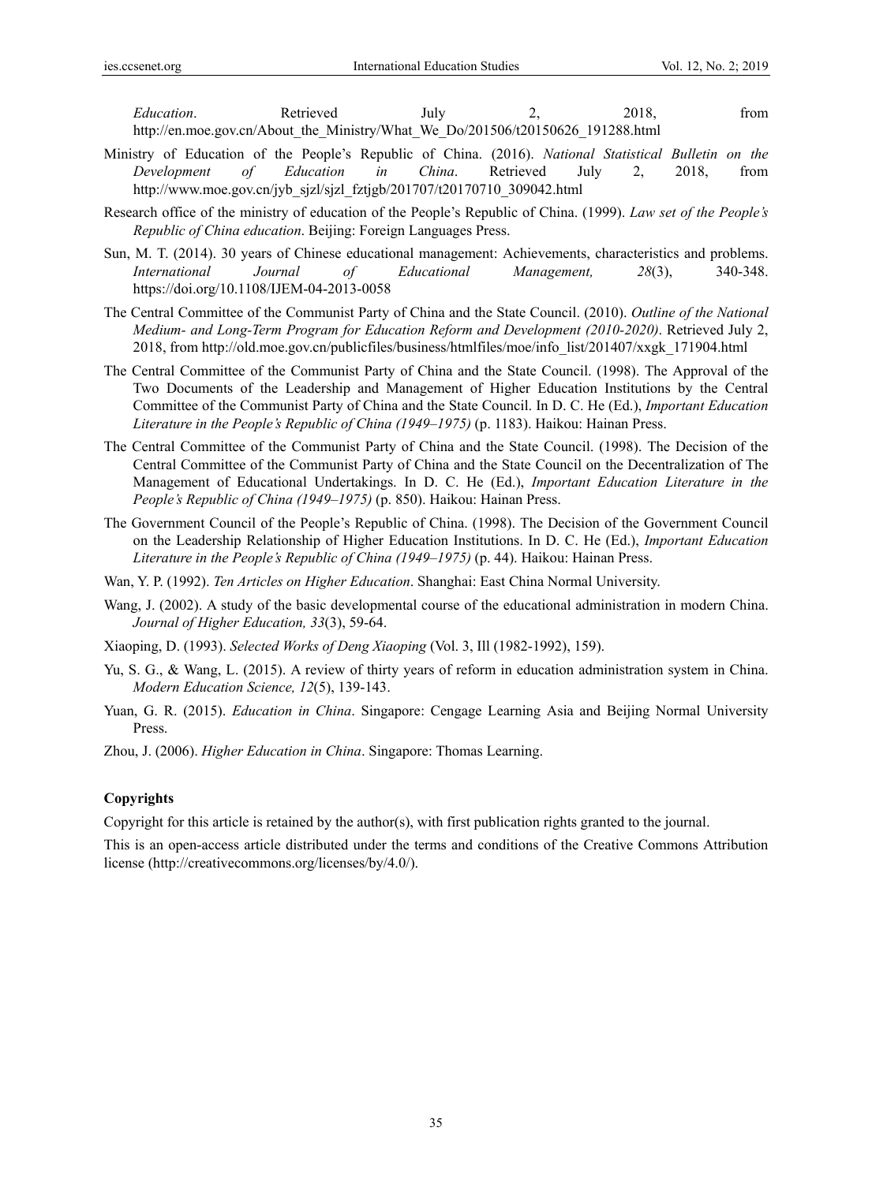*Education*. Retrieved July 2, 2018, from http://en.moe.gov.cn/About_the_Ministry/What_We_Do/201506/t20150626_191288.html

Ministry of Education of the People's Republic of China. (2016). *National Statistical Bulletin on the Development of Education in China*. Retrieved July 2, 2018, from http://www.moe.gov.cn/jyb_sjzl/sjzl_fztjgb/201707/t20170710_309042.html

Research office of the ministry of education of the People's Republic of China. (1999). *Law set of the People's Republic of China education*. Beijing: Foreign Languages Press.

Sun, M. T. (2014). 30 years of Chinese educational management: Achievements, characteristics and problems. *International Journal of Educational Management, 28*(3), 340-348. https://doi.org/10.1108/IJEM-04-2013-0058

The Central Committee of the Communist Party of China and the State Council. (2010). *Outline of the National Medium- and Long-Term Program for Education Reform and Development (2010-2020)*. Retrieved July 2, 2018, from http://old.moe.gov.cn/publicfiles/business/htmlfiles/moe/info_list/201407/xxgk_171904.html

The Central Committee of the Communist Party of China and the State Council. (1998). The Approval of the Two Documents of the Leadership and Management of Higher Education Institutions by the Central Committee of the Communist Party of China and the State Council. In D. C. He (Ed.), *Important Education Literature in the People's Republic of China (1949–1975)* (p. 1183). Haikou: Hainan Press.

The Central Committee of the Communist Party of China and the State Council. (1998). The Decision of the Central Committee of the Communist Party of China and the State Council on the Decentralization of The Management of Educational Undertakings. In D. C. He (Ed.), *Important Education Literature in the People's Republic of China (1949–1975)* (p. 850). Haikou: Hainan Press.

The Government Council of the People's Republic of China. (1998). The Decision of the Government Council on the Leadership Relationship of Higher Education Institutions. In D. C. He (Ed.), *Important Education Literature in the People's Republic of China (1949–1975)* (p. 44). Haikou: Hainan Press.

Wan, Y. P. (1992). *Ten Articles on Higher Education*. Shanghai: East China Normal University.

Wang, J. (2002). A study of the basic developmental course of the educational administration in modern China. *Journal of Higher Education, 33*(3), 59-64.

Xiaoping, D. (1993). *Selected Works of Deng Xiaoping* (Vol. 3, Ill (1982-1992), 159).

Yu, S. G., & Wang, L. (2015). A review of thirty years of reform in education administration system in China. *Modern Education Science, 12*(5), 139-143.

Yuan, G. R. (2015). *Education in China*. Singapore: Cengage Learning Asia and Beijing Normal University Press.

Zhou, J. (2006). *Higher Education in China*. Singapore: Thomas Learning.

**Copyrights**

Copyright for this article is retained by the author(s), with first publication rights granted to the journal.

This is an open-access article distributed under the terms and conditions of the Creative Commons Attribution license (http://creativecommons.org/licenses/by/4.0/).